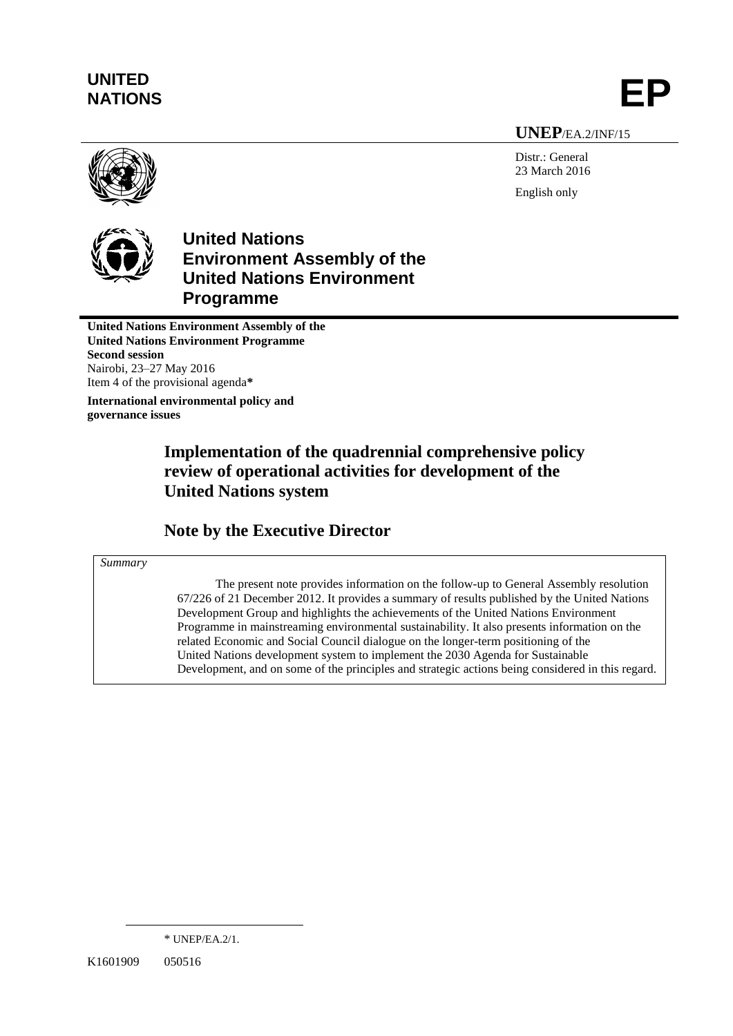**UNITED NATIONS** **EP**

**UNEP**/EA.2/INF/15

Distr.: General
23 March 2016

English only

# United Nations Environment Assembly of the United Nations Environment Programme

**United Nations Environment Assembly of the United Nations Environment Programme**
**Second session**
Nairobi, 23–27 May 2016
Item 4 of the provisional agenda*

**International environmental policy and governance issues**

## Implementation of the quadrennial comprehensive policy review of operational activities for development of the United Nations system

## Note by the Executive Director

*Summary*

The present note provides information on the follow-up to General Assembly resolution 67/226 of 21 December 2012. It provides a summary of results published by the United Nations Development Group and highlights the achievements of the United Nations Environment Programme in mainstreaming environmental sustainability. It also presents information on the related Economic and Social Council dialogue on the longer-term positioning of the United Nations development system to implement the 2030 Agenda for Sustainable Development, and on some of the principles and strategic actions being considered in this regard.

---

* UNEP/EA.2/1.

K1601909 050516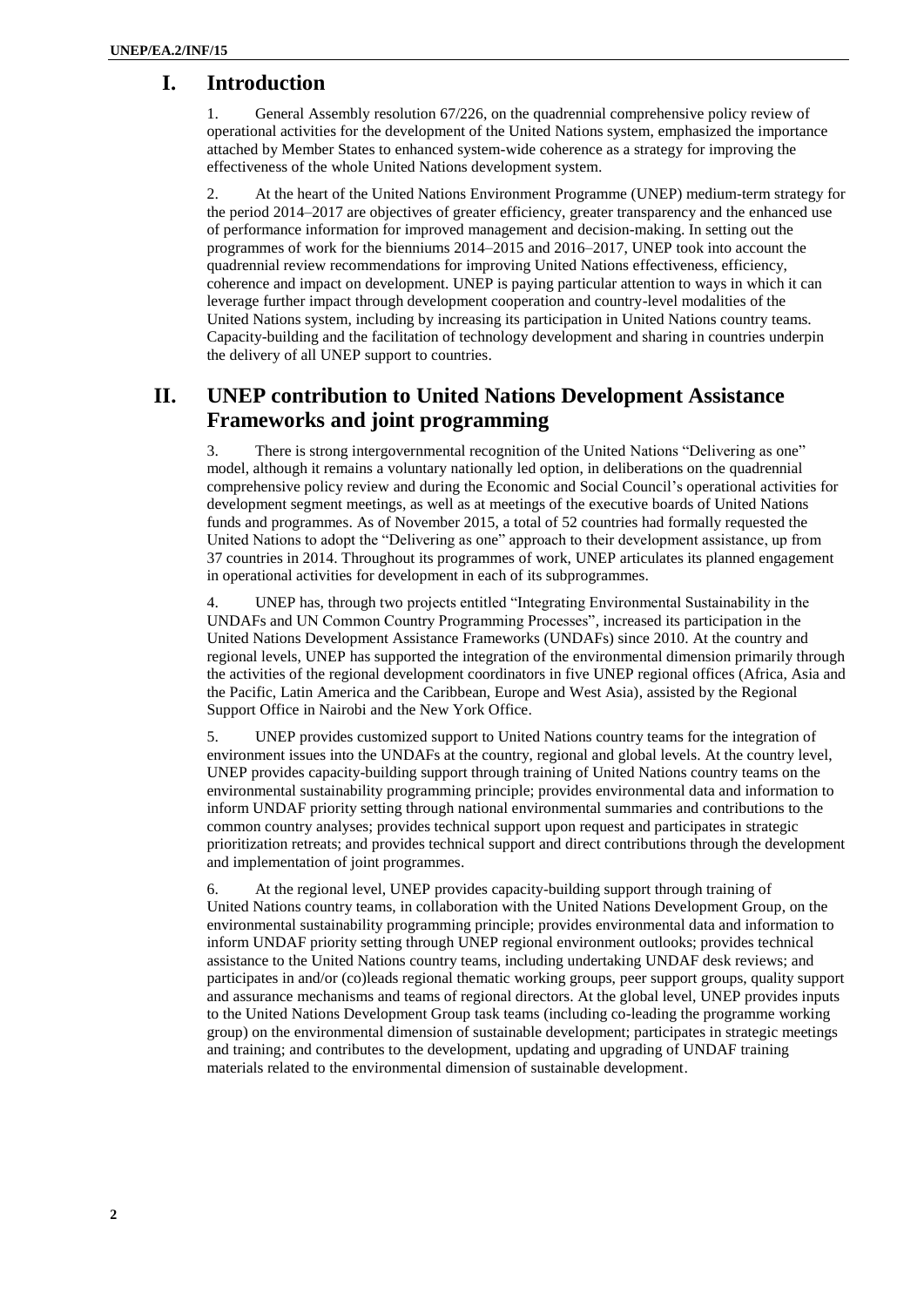# I. Introduction

1. General Assembly resolution 67/226, on the quadrennial comprehensive policy review of operational activities for the development of the United Nations system, emphasized the importance attached by Member States to enhanced system-wide coherence as a strategy for improving the effectiveness of the whole United Nations development system.

2. At the heart of the United Nations Environment Programme (UNEP) medium-term strategy for the period 2014–2017 are objectives of greater efficiency, greater transparency and the enhanced use of performance information for improved management and decision-making. In setting out the programmes of work for the bienniums 2014–2015 and 2016–2017, UNEP took into account the quadrennial review recommendations for improving United Nations effectiveness, efficiency, coherence and impact on development. UNEP is paying particular attention to ways in which it can leverage further impact through development cooperation and country-level modalities of the United Nations system, including by increasing its participation in United Nations country teams. Capacity-building and the facilitation of technology development and sharing in countries underpin the delivery of all UNEP support to countries.

# II. UNEP contribution to United Nations Development Assistance Frameworks and joint programming

3. There is strong intergovernmental recognition of the United Nations "Delivering as one" model, although it remains a voluntary nationally led option, in deliberations on the quadrennial comprehensive policy review and during the Economic and Social Council's operational activities for development segment meetings, as well as at meetings of the executive boards of United Nations funds and programmes. As of November 2015, a total of 52 countries had formally requested the United Nations to adopt the "Delivering as one" approach to their development assistance, up from 37 countries in 2014. Throughout its programmes of work, UNEP articulates its planned engagement in operational activities for development in each of its subprogrammes.

4. UNEP has, through two projects entitled "Integrating Environmental Sustainability in the UNDAFs and UN Common Country Programming Processes", increased its participation in the United Nations Development Assistance Frameworks (UNDAFs) since 2010. At the country and regional levels, UNEP has supported the integration of the environmental dimension primarily through the activities of the regional development coordinators in five UNEP regional offices (Africa, Asia and the Pacific, Latin America and the Caribbean, Europe and West Asia), assisted by the Regional Support Office in Nairobi and the New York Office.

5. UNEP provides customized support to United Nations country teams for the integration of environment issues into the UNDAFs at the country, regional and global levels. At the country level, UNEP provides capacity-building support through training of United Nations country teams on the environmental sustainability programming principle; provides environmental data and information to inform UNDAF priority setting through national environmental summaries and contributions to the common country analyses; provides technical support upon request and participates in strategic prioritization retreats; and provides technical support and direct contributions through the development and implementation of joint programmes.

6. At the regional level, UNEP provides capacity-building support through training of United Nations country teams, in collaboration with the United Nations Development Group, on the environmental sustainability programming principle; provides environmental data and information to inform UNDAF priority setting through UNEP regional environment outlooks; provides technical assistance to the United Nations country teams, including undertaking UNDAF desk reviews; and participates in and/or (co)leads regional thematic working groups, peer support groups, quality support and assurance mechanisms and teams of regional directors. At the global level, UNEP provides inputs to the United Nations Development Group task teams (including co-leading the programme working group) on the environmental dimension of sustainable development; participates in strategic meetings and training; and contributes to the development, updating and upgrading of UNDAF training materials related to the environmental dimension of sustainable development.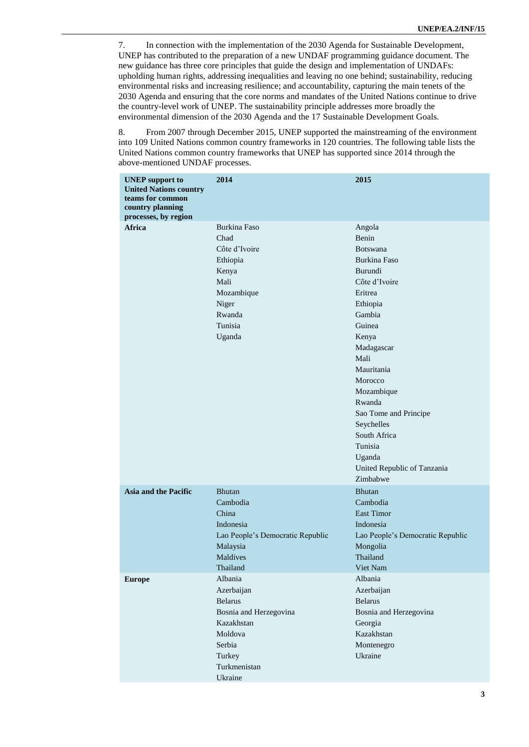7. In connection with the implementation of the 2030 Agenda for Sustainable Development, UNEP has contributed to the preparation of a new UNDAF programming guidance document. The new guidance has three core principles that guide the design and implementation of UNDAFs: upholding human rights, addressing inequalities and leaving no one behind; sustainability, reducing environmental risks and increasing resilience; and accountability, capturing the main tenets of the 2030 Agenda and ensuring that the core norms and mandates of the United Nations continue to drive the country-level work of UNEP. The sustainability principle addresses more broadly the environmental dimension of the 2030 Agenda and the 17 Sustainable Development Goals.

8. From 2007 through December 2015, UNEP supported the mainstreaming of the environment into 109 United Nations common country frameworks in 120 countries. The following table lists the United Nations common country frameworks that UNEP has supported since 2014 through the above-mentioned UNDAF processes.

| UNEP support to United Nations country teams for common country planning processes, by region | 2014 | 2015 |
|---|---|---|
| **Africa** | Burkina Faso<br>Chad<br>Côte d'Ivoire<br>Ethiopia<br>Kenya<br>Mali<br>Mozambique<br>Niger<br>Rwanda<br>Tunisia<br>Uganda | Angola<br>Benin<br>Botswana<br>Burkina Faso<br>Burundi<br>Côte d'Ivoire<br>Eritrea<br>Ethiopia<br>Gambia<br>Guinea<br>Kenya<br>Madagascar<br>Mali<br>Mauritania<br>Morocco<br>Mozambique<br>Rwanda<br>Sao Tome and Principe<br>Seychelles<br>South Africa<br>Tunisia<br>Uganda<br>United Republic of Tanzania<br>Zimbabwe |
| **Asia and the Pacific** | Bhutan<br>Cambodia<br>China<br>Indonesia<br>Lao People's Democratic Republic<br>Malaysia<br>Maldives<br>Thailand | Bhutan<br>Cambodia<br>East Timor<br>Indonesia<br>Lao People's Democratic Republic<br>Mongolia<br>Thailand<br>Viet Nam |
| **Europe** | Albania<br>Azerbaijan<br>Belarus<br>Bosnia and Herzegovina<br>Kazakhstan<br>Moldova<br>Serbia<br>Turkey<br>Turkmenistan<br>Ukraine | Albania<br>Azerbaijan<br>Belarus<br>Bosnia and Herzegovina<br>Georgia<br>Kazakhstan<br>Montenegro<br>Ukraine |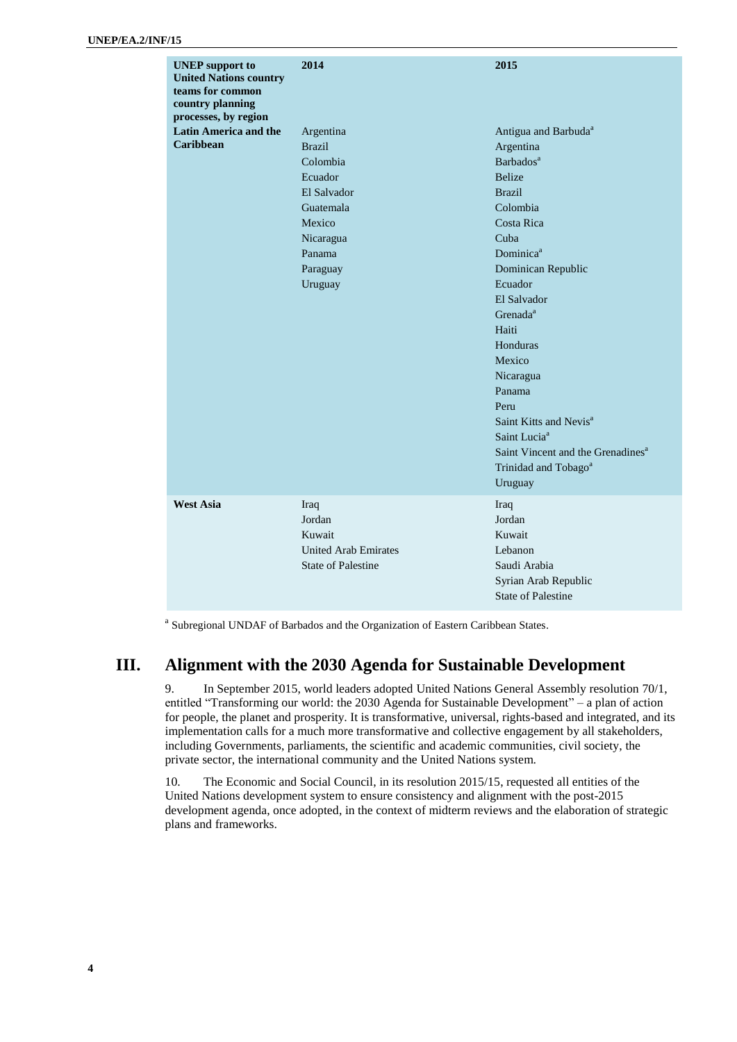| UNEP support to United Nations country teams for common country planning processes, by region | 2014 | 2015 |
|---|---|---|
| **Latin America and the Caribbean** | Argentina<br>Brazil<br>Colombia<br>Ecuador<br>El Salvador<br>Guatemala<br>Mexico<br>Nicaragua<br>Panama<br>Paraguay<br>Uruguay | Antigua and Barbuda[a]<br>Argentina<br>Barbados[a]<br>Belize<br>Brazil<br>Colombia<br>Costa Rica<br>Cuba<br>Dominica[a]<br>Dominican Republic<br>Ecuador<br>El Salvador<br>Grenada[a]<br>Haiti<br>Honduras<br>Mexico<br>Nicaragua<br>Panama<br>Peru<br>Saint Kitts and Nevis[a]<br>Saint Lucia[a]<br>Saint Vincent and the Grenadines[a]<br>Trinidad and Tobago[a]<br>Uruguay |
| **West Asia** | Iraq<br>Jordan<br>Kuwait<br>United Arab Emirates<br>State of Palestine | Iraq<br>Jordan<br>Kuwait<br>Lebanon<br>Saudi Arabia<br>Syrian Arab Republic<br>State of Palestine |

[a] Subregional UNDAF of Barbados and the Organization of Eastern Caribbean States.

# III. Alignment with the 2030 Agenda for Sustainable Development

9. In September 2015, world leaders adopted United Nations General Assembly resolution 70/1, entitled "Transforming our world: the 2030 Agenda for Sustainable Development" – a plan of action for people, the planet and prosperity. It is transformative, universal, rights-based and integrated, and its implementation calls for a much more transformative and collective engagement by all stakeholders, including Governments, parliaments, the scientific and academic communities, civil society, the private sector, the international community and the United Nations system.

10. The Economic and Social Council, in its resolution 2015/15, requested all entities of the United Nations development system to ensure consistency and alignment with the post-2015 development agenda, once adopted, in the context of midterm reviews and the elaboration of strategic plans and frameworks.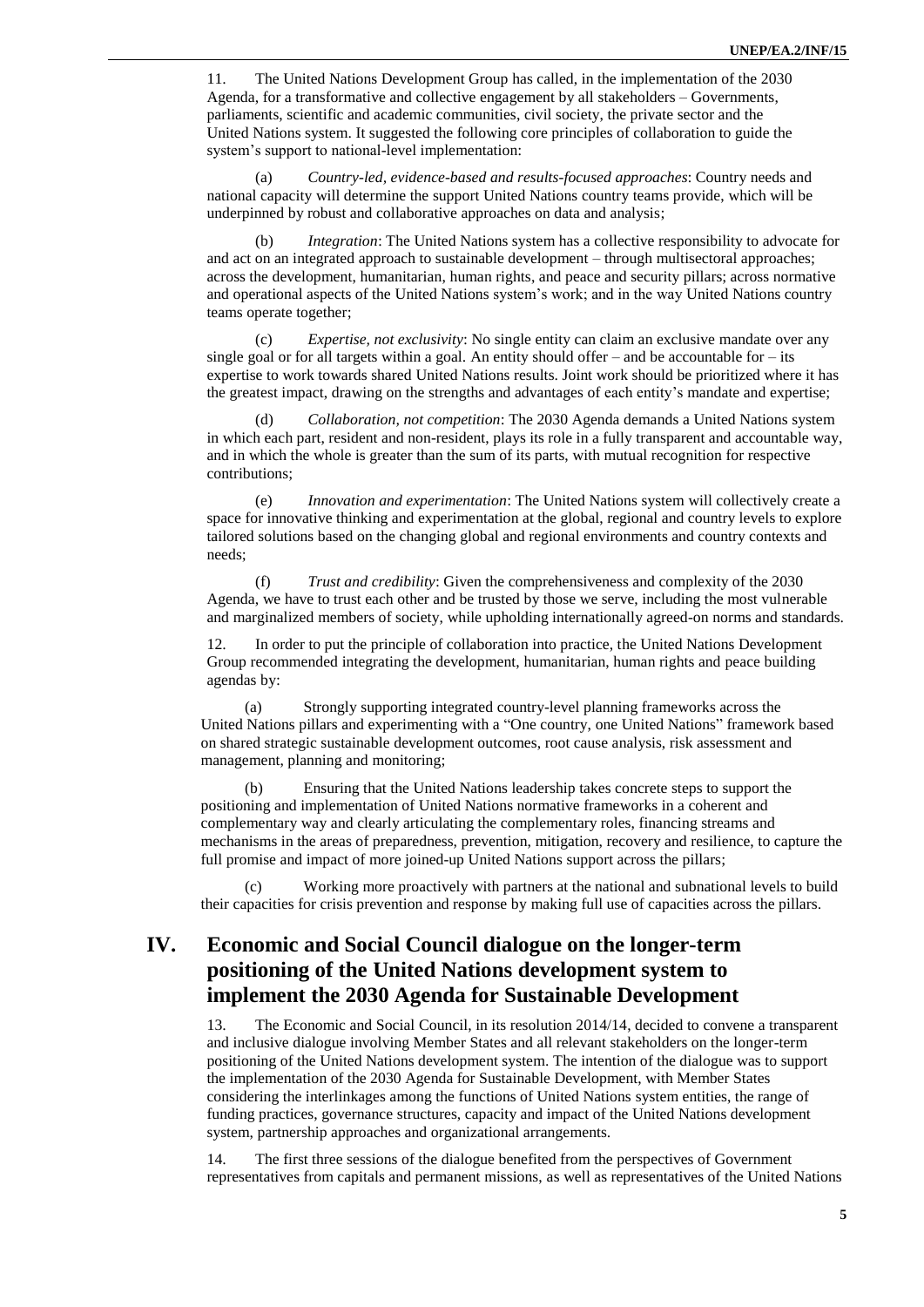11. The United Nations Development Group has called, in the implementation of the 2030 Agenda, for a transformative and collective engagement by all stakeholders – Governments, parliaments, scientific and academic communities, civil society, the private sector and the United Nations system. It suggested the following core principles of collaboration to guide the system's support to national-level implementation:

(a) *Country-led, evidence-based and results-focused approaches*: Country needs and national capacity will determine the support United Nations country teams provide, which will be underpinned by robust and collaborative approaches on data and analysis;

(b) *Integration*: The United Nations system has a collective responsibility to advocate for and act on an integrated approach to sustainable development – through multisectoral approaches; across the development, humanitarian, human rights, and peace and security pillars; across normative and operational aspects of the United Nations system's work; and in the way United Nations country teams operate together;

(c) *Expertise, not exclusivity*: No single entity can claim an exclusive mandate over any single goal or for all targets within a goal. An entity should offer – and be accountable for – its expertise to work towards shared United Nations results. Joint work should be prioritized where it has the greatest impact, drawing on the strengths and advantages of each entity's mandate and expertise;

(d) *Collaboration, not competition*: The 2030 Agenda demands a United Nations system in which each part, resident and non-resident, plays its role in a fully transparent and accountable way, and in which the whole is greater than the sum of its parts, with mutual recognition for respective contributions;

(e) *Innovation and experimentation*: The United Nations system will collectively create a space for innovative thinking and experimentation at the global, regional and country levels to explore tailored solutions based on the changing global and regional environments and country contexts and needs;

(f) *Trust and credibility*: Given the comprehensiveness and complexity of the 2030 Agenda, we have to trust each other and be trusted by those we serve, including the most vulnerable and marginalized members of society, while upholding internationally agreed-on norms and standards.

12. In order to put the principle of collaboration into practice, the United Nations Development Group recommended integrating the development, humanitarian, human rights and peace building agendas by:

(a) Strongly supporting integrated country-level planning frameworks across the United Nations pillars and experimenting with a "One country, one United Nations" framework based on shared strategic sustainable development outcomes, root cause analysis, risk assessment and management, planning and monitoring;

(b) Ensuring that the United Nations leadership takes concrete steps to support the positioning and implementation of United Nations normative frameworks in a coherent and complementary way and clearly articulating the complementary roles, financing streams and mechanisms in the areas of preparedness, prevention, mitigation, recovery and resilience, to capture the full promise and impact of more joined-up United Nations support across the pillars;

(c) Working more proactively with partners at the national and subnational levels to build their capacities for crisis prevention and response by making full use of capacities across the pillars.

## IV. Economic and Social Council dialogue on the longer-term positioning of the United Nations development system to implement the 2030 Agenda for Sustainable Development

13. The Economic and Social Council, in its resolution 2014/14, decided to convene a transparent and inclusive dialogue involving Member States and all relevant stakeholders on the longer-term positioning of the United Nations development system. The intention of the dialogue was to support the implementation of the 2030 Agenda for Sustainable Development, with Member States considering the interlinkages among the functions of United Nations system entities, the range of funding practices, governance structures, capacity and impact of the United Nations development system, partnership approaches and organizational arrangements.

14. The first three sessions of the dialogue benefited from the perspectives of Government representatives from capitals and permanent missions, as well as representatives of the United Nations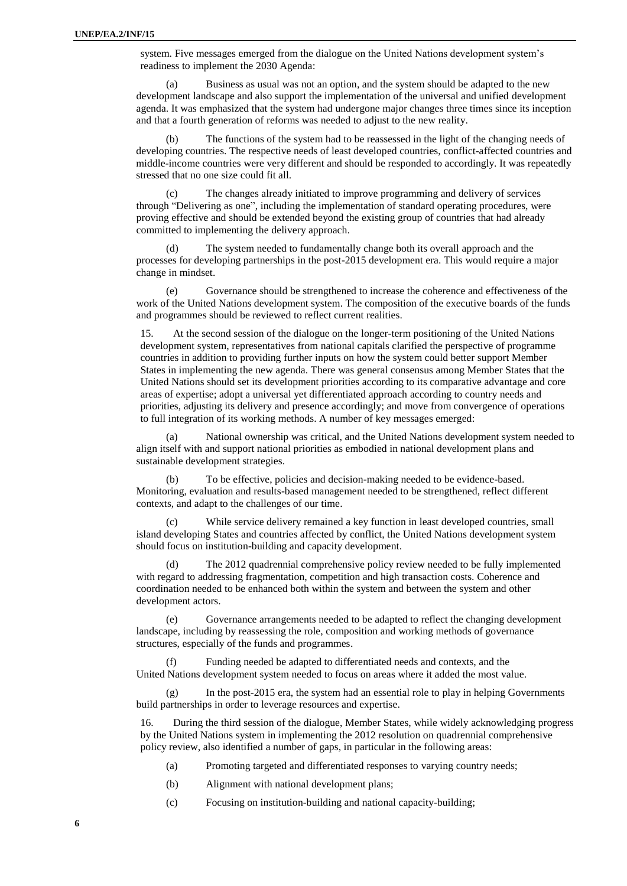system. Five messages emerged from the dialogue on the United Nations development system's readiness to implement the 2030 Agenda:

(a) Business as usual was not an option, and the system should be adapted to the new development landscape and also support the implementation of the universal and unified development agenda. It was emphasized that the system had undergone major changes three times since its inception and that a fourth generation of reforms was needed to adjust to the new reality.

(b) The functions of the system had to be reassessed in the light of the changing needs of developing countries. The respective needs of least developed countries, conflict-affected countries and middle-income countries were very different and should be responded to accordingly. It was repeatedly stressed that no one size could fit all.

(c) The changes already initiated to improve programming and delivery of services through "Delivering as one", including the implementation of standard operating procedures, were proving effective and should be extended beyond the existing group of countries that had already committed to implementing the delivery approach.

(d) The system needed to fundamentally change both its overall approach and the processes for developing partnerships in the post-2015 development era. This would require a major change in mindset.

(e) Governance should be strengthened to increase the coherence and effectiveness of the work of the United Nations development system. The composition of the executive boards of the funds and programmes should be reviewed to reflect current realities.

15. At the second session of the dialogue on the longer-term positioning of the United Nations development system, representatives from national capitals clarified the perspective of programme countries in addition to providing further inputs on how the system could better support Member States in implementing the new agenda. There was general consensus among Member States that the United Nations should set its development priorities according to its comparative advantage and core areas of expertise; adopt a universal yet differentiated approach according to country needs and priorities, adjusting its delivery and presence accordingly; and move from convergence of operations to full integration of its working methods. A number of key messages emerged:

(a) National ownership was critical, and the United Nations development system needed to align itself with and support national priorities as embodied in national development plans and sustainable development strategies.

(b) To be effective, policies and decision-making needed to be evidence-based. Monitoring, evaluation and results-based management needed to be strengthened, reflect different contexts, and adapt to the challenges of our time.

(c) While service delivery remained a key function in least developed countries, small island developing States and countries affected by conflict, the United Nations development system should focus on institution-building and capacity development.

(d) The 2012 quadrennial comprehensive policy review needed to be fully implemented with regard to addressing fragmentation, competition and high transaction costs. Coherence and coordination needed to be enhanced both within the system and between the system and other development actors.

(e) Governance arrangements needed to be adapted to reflect the changing development landscape, including by reassessing the role, composition and working methods of governance structures, especially of the funds and programmes.

(f) Funding needed be adapted to differentiated needs and contexts, and the United Nations development system needed to focus on areas where it added the most value.

(g) In the post-2015 era, the system had an essential role to play in helping Governments build partnerships in order to leverage resources and expertise.

16. During the third session of the dialogue, Member States, while widely acknowledging progress by the United Nations system in implementing the 2012 resolution on quadrennial comprehensive policy review, also identified a number of gaps, in particular in the following areas:

(a) Promoting targeted and differentiated responses to varying country needs;

(b) Alignment with national development plans;

(c) Focusing on institution-building and national capacity-building;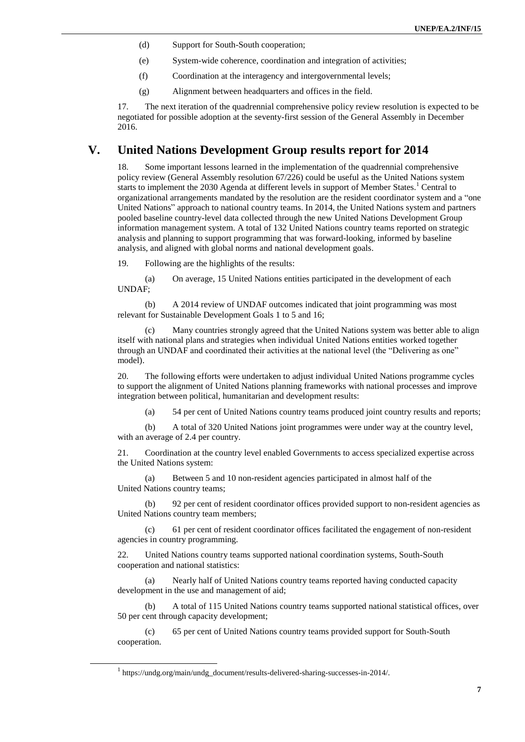(d) Support for South-South cooperation;

(e) System-wide coherence, coordination and integration of activities;

(f) Coordination at the interagency and intergovernmental levels;

(g) Alignment between headquarters and offices in the field.

17. The next iteration of the quadrennial comprehensive policy review resolution is expected to be negotiated for possible adoption at the seventy-first session of the General Assembly in December 2016.

## V. United Nations Development Group results report for 2014

18. Some important lessons learned in the implementation of the quadrennial comprehensive policy review (General Assembly resolution 67/226) could be useful as the United Nations system starts to implement the 2030 Agenda at different levels in support of Member States.[1] Central to organizational arrangements mandated by the resolution are the resident coordinator system and a "one United Nations" approach to national country teams. In 2014, the United Nations system and partners pooled baseline country-level data collected through the new United Nations Development Group information management system. A total of 132 United Nations country teams reported on strategic analysis and planning to support programming that was forward-looking, informed by baseline analysis, and aligned with global norms and national development goals.

19. Following are the highlights of the results:

(a) On average, 15 United Nations entities participated in the development of each UNDAF;

(b) A 2014 review of UNDAF outcomes indicated that joint programming was most relevant for Sustainable Development Goals 1 to 5 and 16;

(c) Many countries strongly agreed that the United Nations system was better able to align itself with national plans and strategies when individual United Nations entities worked together through an UNDAF and coordinated their activities at the national level (the "Delivering as one" model).

20. The following efforts were undertaken to adjust individual United Nations programme cycles to support the alignment of United Nations planning frameworks with national processes and improve integration between political, humanitarian and development results:

(a) 54 per cent of United Nations country teams produced joint country results and reports;

(b) A total of 320 United Nations joint programmes were under way at the country level, with an average of 2.4 per country.

21. Coordination at the country level enabled Governments to access specialized expertise across the United Nations system:

(a) Between 5 and 10 non-resident agencies participated in almost half of the United Nations country teams;

(b) 92 per cent of resident coordinator offices provided support to non-resident agencies as United Nations country team members;

(c) 61 per cent of resident coordinator offices facilitated the engagement of non-resident agencies in country programming.

22. United Nations country teams supported national coordination systems, South-South cooperation and national statistics:

(a) Nearly half of United Nations country teams reported having conducted capacity development in the use and management of aid;

(b) A total of 115 United Nations country teams supported national statistical offices, over 50 per cent through capacity development;

(c) 65 per cent of United Nations country teams provided support for South-South cooperation.

---

[1] https://undg.org/main/undg_document/results-delivered-sharing-successes-in-2014/.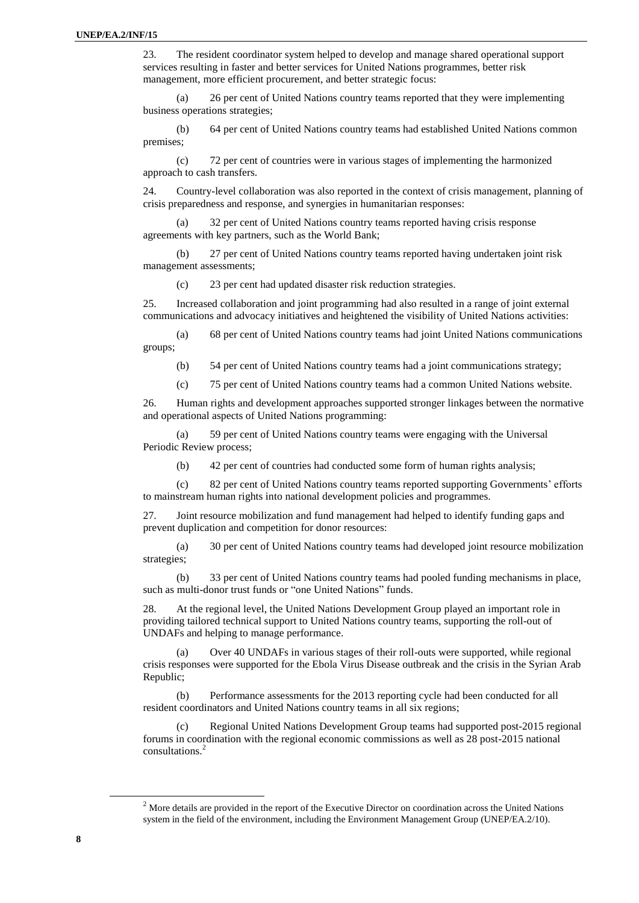23. The resident coordinator system helped to develop and manage shared operational support services resulting in faster and better services for United Nations programmes, better risk management, more efficient procurement, and better strategic focus:

(a) 26 per cent of United Nations country teams reported that they were implementing business operations strategies;

(b) 64 per cent of United Nations country teams had established United Nations common premises;

(c) 72 per cent of countries were in various stages of implementing the harmonized approach to cash transfers.

24. Country-level collaboration was also reported in the context of crisis management, planning of crisis preparedness and response, and synergies in humanitarian responses:

(a) 32 per cent of United Nations country teams reported having crisis response agreements with key partners, such as the World Bank;

(b) 27 per cent of United Nations country teams reported having undertaken joint risk management assessments;

(c) 23 per cent had updated disaster risk reduction strategies.

25. Increased collaboration and joint programming had also resulted in a range of joint external communications and advocacy initiatives and heightened the visibility of United Nations activities:

(a) 68 per cent of United Nations country teams had joint United Nations communications groups;

(b) 54 per cent of United Nations country teams had a joint communications strategy;

(c) 75 per cent of United Nations country teams had a common United Nations website.

26. Human rights and development approaches supported stronger linkages between the normative and operational aspects of United Nations programming:

(a) 59 per cent of United Nations country teams were engaging with the Universal Periodic Review process;

(b) 42 per cent of countries had conducted some form of human rights analysis;

(c) 82 per cent of United Nations country teams reported supporting Governments' efforts to mainstream human rights into national development policies and programmes.

27. Joint resource mobilization and fund management had helped to identify funding gaps and prevent duplication and competition for donor resources:

(a) 30 per cent of United Nations country teams had developed joint resource mobilization strategies;

(b) 33 per cent of United Nations country teams had pooled funding mechanisms in place, such as multi-donor trust funds or "one United Nations" funds.

28. At the regional level, the United Nations Development Group played an important role in providing tailored technical support to United Nations country teams, supporting the roll-out of UNDAFs and helping to manage performance.

(a) Over 40 UNDAFs in various stages of their roll-outs were supported, while regional crisis responses were supported for the Ebola Virus Disease outbreak and the crisis in the Syrian Arab Republic;

(b) Performance assessments for the 2013 reporting cycle had been conducted for all resident coordinators and United Nations country teams in all six regions;

(c) Regional United Nations Development Group teams had supported post-2015 regional forums in coordination with the regional economic commissions as well as 28 post-2015 national consultations.[2]

[2] More details are provided in the report of the Executive Director on coordination across the United Nations system in the field of the environment, including the Environment Management Group (UNEP/EA.2/10).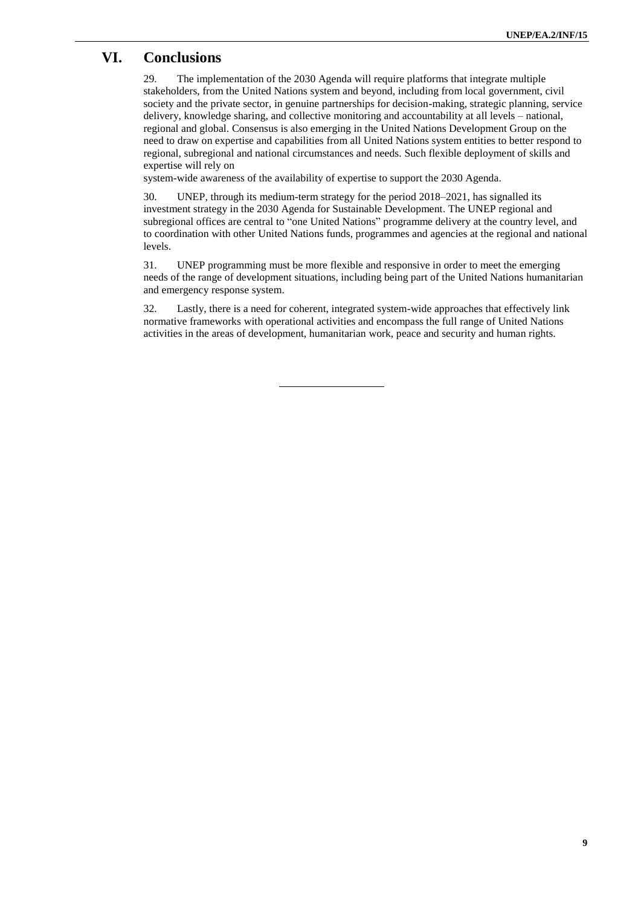# VI. Conclusions

29. The implementation of the 2030 Agenda will require platforms that integrate multiple stakeholders, from the United Nations system and beyond, including from local government, civil society and the private sector, in genuine partnerships for decision-making, strategic planning, service delivery, knowledge sharing, and collective monitoring and accountability at all levels – national, regional and global. Consensus is also emerging in the United Nations Development Group on the need to draw on expertise and capabilities from all United Nations system entities to better respond to regional, subregional and national circumstances and needs. Such flexible deployment of skills and expertise will rely on system-wide awareness of the availability of expertise to support the 2030 Agenda.

30. UNEP, through its medium-term strategy for the period 2018–2021, has signalled its investment strategy in the 2030 Agenda for Sustainable Development. The UNEP regional and subregional offices are central to "one United Nations" programme delivery at the country level, and to coordination with other United Nations funds, programmes and agencies at the regional and national levels.

31. UNEP programming must be more flexible and responsive in order to meet the emerging needs of the range of development situations, including being part of the United Nations humanitarian and emergency response system.

32. Lastly, there is a need for coherent, integrated system-wide approaches that effectively link normative frameworks with operational activities and encompass the full range of United Nations activities in the areas of development, humanitarian work, peace and security and human rights.